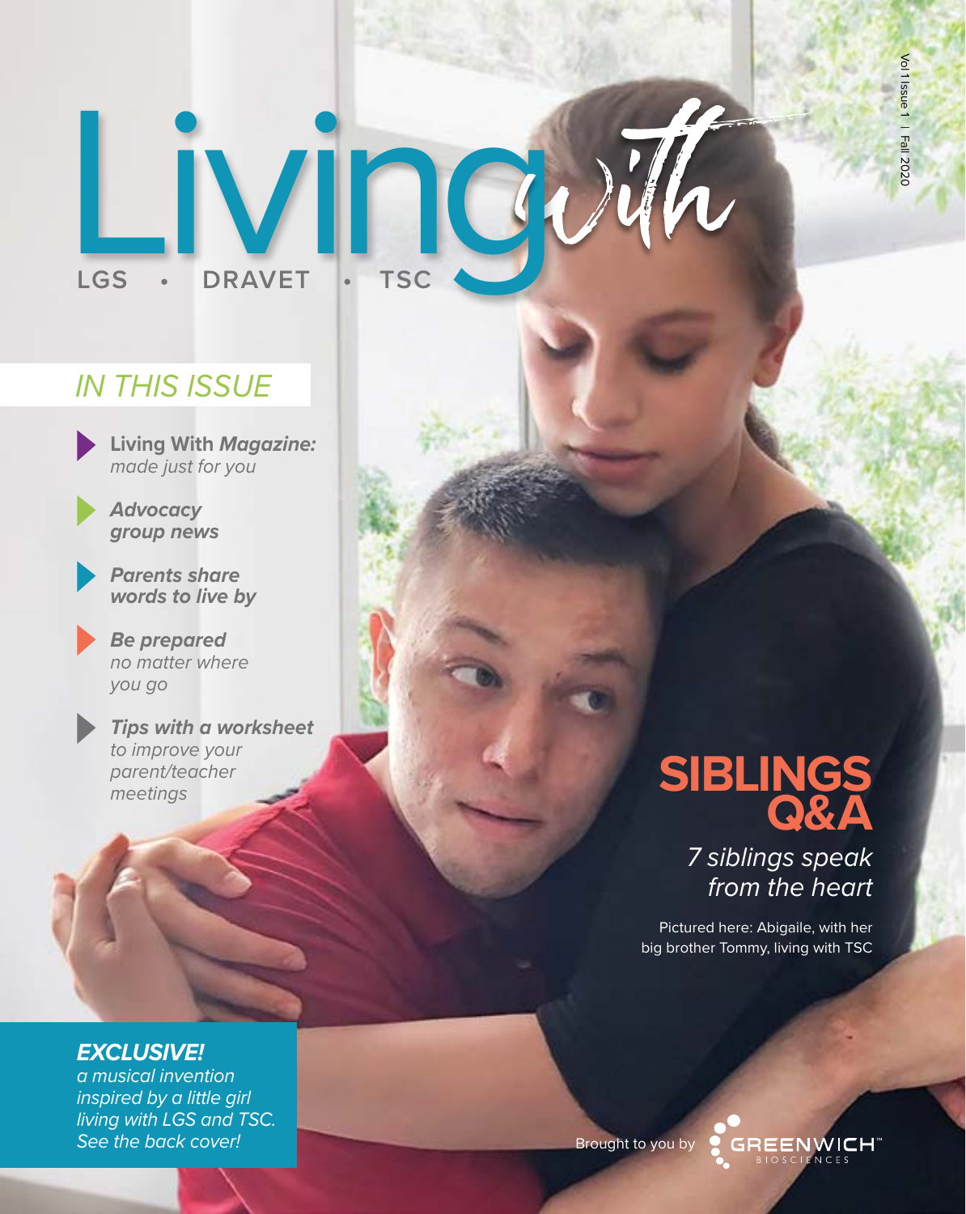# Living with

LGS • DRAVET • TSC

Vol 1 Issue 1 | Fall 2020

## IN THIS ISSUE

- **Living With *Magazine:*** *made just for you*
- ***Advocacy group news***
- ***Parents share words to live by***
- ***Be prepared*** *no matter where you go*
- ***Tips with a worksheet*** *to improve your parent/teacher meetings*

## SIBLINGS Q&A

*7 siblings speak from the heart*

Pictured here: Abigaile, with her big brother Tommy, living with TSC

***EXCLUSIVE!***
*a musical invention inspired by a little girl living with LGS and TSC. See the back cover!*

Brought to you by GREENWICH™ BIOSCIENCES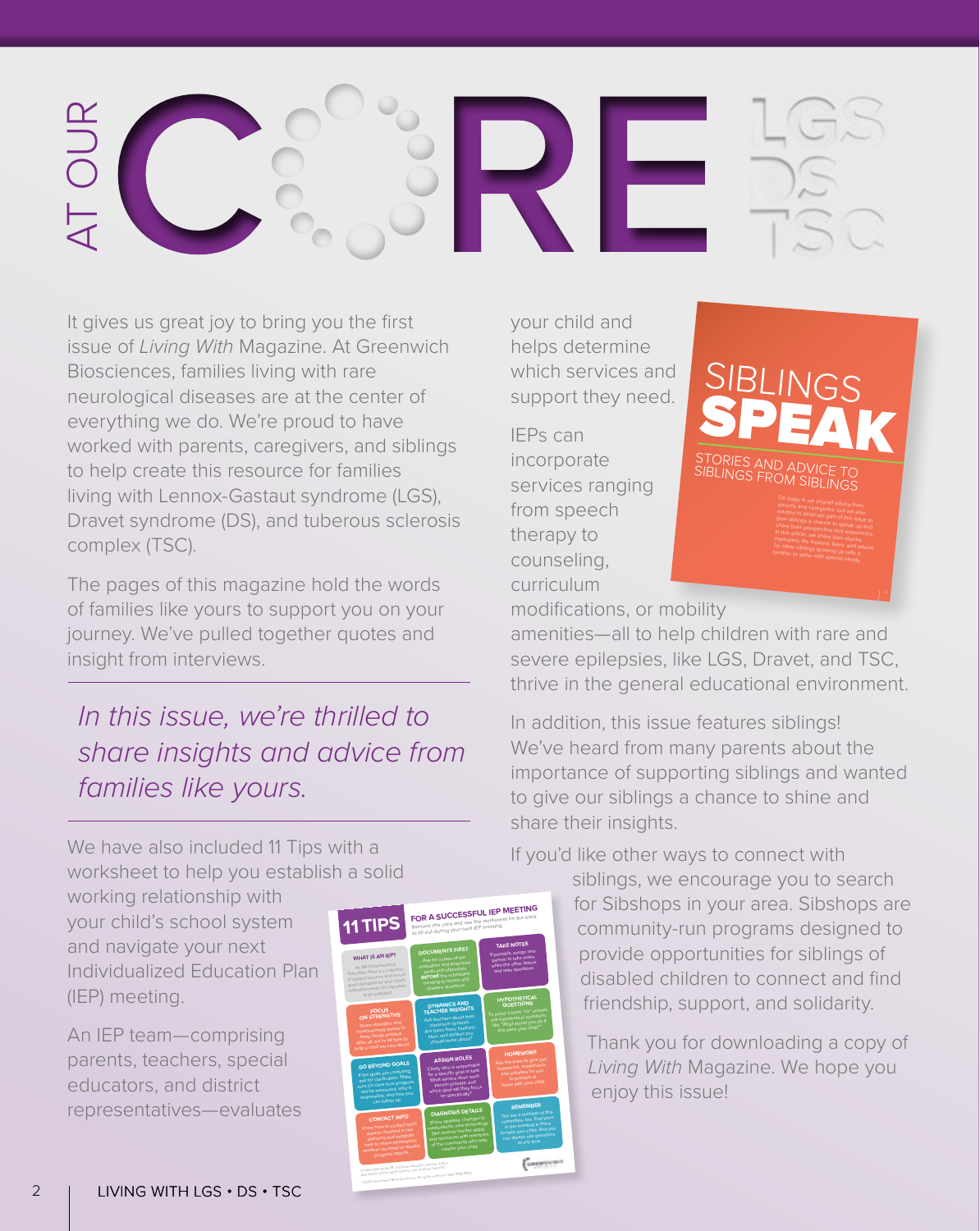# AT OUR CORE

It gives us great joy to bring you the first issue of *Living With* Magazine. At Greenwich Biosciences, families living with rare neurological diseases are at the center of everything we do. We're proud to have worked with parents, caregivers, and siblings to help create this resource for families living with Lennox-Gastaut syndrome (LGS), Dravet syndrome (DS), and tuberous sclerosis complex (TSC).

The pages of this magazine hold the words of families like yours to support you on your journey. We've pulled together quotes and insight from interviews.

*In this issue, we're thrilled to share insights and advice from families like yours.*

We have also included 11 Tips with a worksheet to help you establish a solid working relationship with your child's school system and navigate your next Individualized Education Plan (IEP) meeting.

An IEP team—comprising parents, teachers, special educators, and district representatives—evaluates your child and helps determine which services and support they need.

IEPs can incorporate services ranging from speech therapy to counseling, curriculum modifications, or mobility amenities—all to help children with rare and severe epilepsies, like LGS, Dravet, and TSC, thrive in the general educational environment.

In addition, this issue features siblings! We've heard from many parents about the importance of supporting siblings and wanted to give our siblings a chance to shine and share their insights.

If you'd like other ways to connect with siblings, we encourage you to search for Sibshops in your area. Sibshops are community-run programs designed to provide opportunities for siblings of disabled children to connect and find friendship, support, and solidarity.

Thank you for downloading a copy of *Living With* Magazine. We hope you enjoy this issue!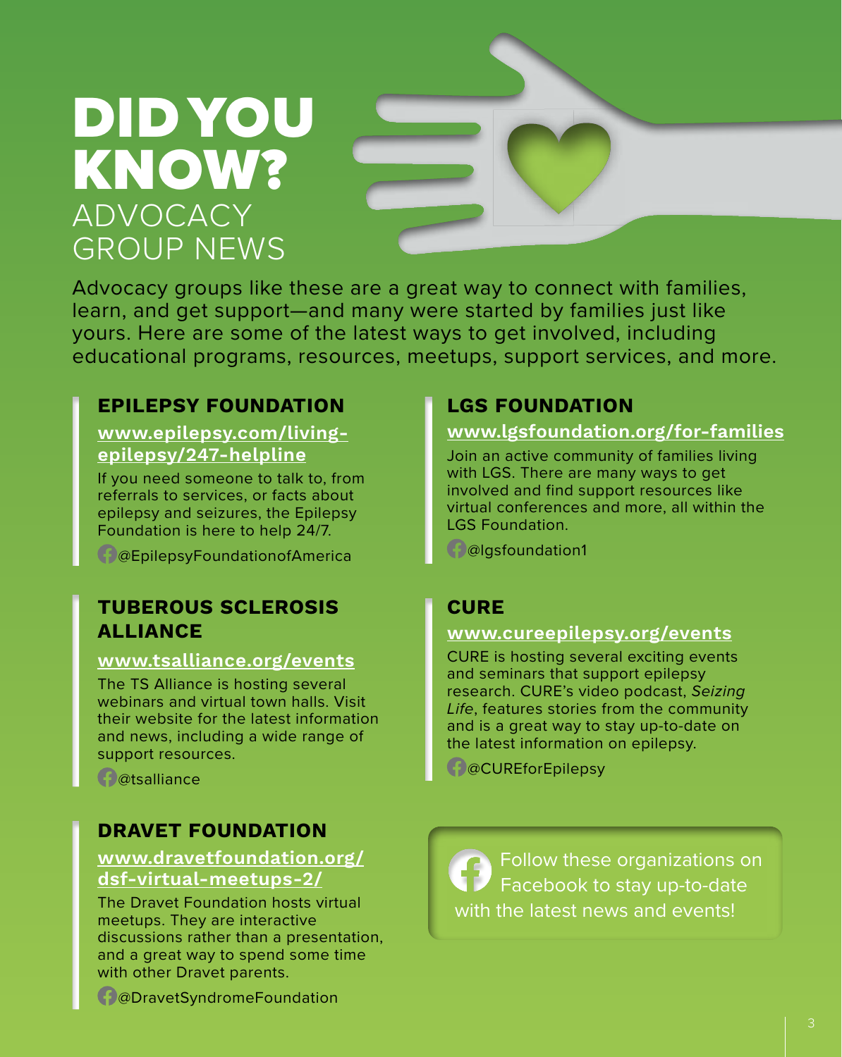# DID YOU KNOW?

## ADVOCACY GROUP NEWS

Advocacy groups like these are a great way to connect with families, learn, and get support—and many were started by families just like yours. Here are some of the latest ways to get involved, including educational programs, resources, meetups, support services, and more.

### EPILEPSY FOUNDATION

**www.epilepsy.com/living-epilepsy/247-helpline**

If you need someone to talk to, from referrals to services, or facts about epilepsy and seizures, the Epilepsy Foundation is here to help 24/7.

@EpilepsyFoundationofAmerica

### TUBEROUS SCLEROSIS ALLIANCE

**www.tsalliance.org/events**

The TS Alliance is hosting several webinars and virtual town halls. Visit their website for the latest information and news, including a wide range of support resources.

@tsalliance

### DRAVET FOUNDATION

**www.dravetfoundation.org/dsf-virtual-meetups-2/**

The Dravet Foundation hosts virtual meetups. They are interactive discussions rather than a presentation, and a great way to spend some time with other Dravet parents.

@DravetSyndromeFoundation

### LGS FOUNDATION

**www.lgsfoundation.org/for-families**

Join an active community of families living with LGS. There are many ways to get involved and find support resources like virtual conferences and more, all within the LGS Foundation.

@lgsfoundation1

### CURE

**www.cureepilepsy.org/events**

CURE is hosting several exciting events and seminars that support epilepsy research. CURE's video podcast, *Seizing Life*, features stories from the community and is a great way to stay up-to-date on the latest information on epilepsy.

@CUREforEpilepsy

Follow these organizations on Facebook to stay up-to-date with the latest news and events!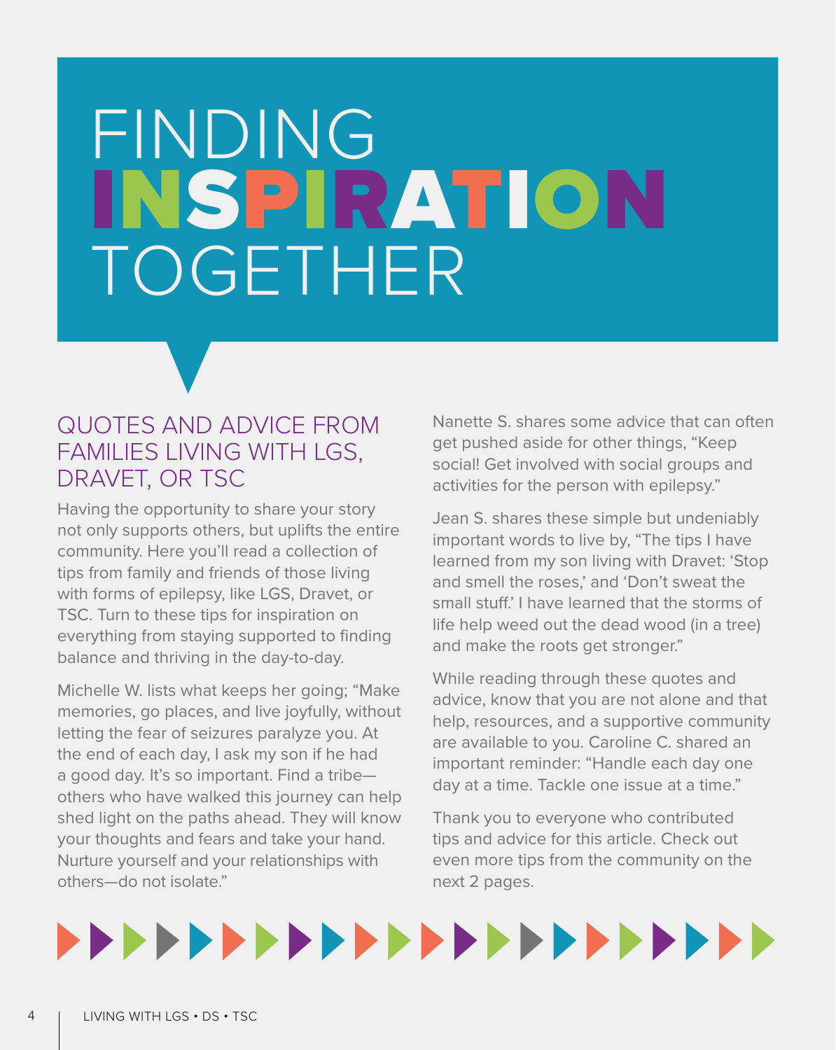# FINDING INSPIRATION TOGETHER

## QUOTES AND ADVICE FROM FAMILIES LIVING WITH LGS, DRAVET, OR TSC

Having the opportunity to share your story not only supports others, but uplifts the entire community. Here you'll read a collection of tips from family and friends of those living with forms of epilepsy, like LGS, Dravet, or TSC. Turn to these tips for inspiration on everything from staying supported to finding balance and thriving in the day-to-day.

Michelle W. lists what keeps her going; "Make memories, go places, and live joyfully, without letting the fear of seizures paralyze you. At the end of each day, I ask my son if he had a good day. It's so important. Find a tribe—others who have walked this journey can help shed light on the paths ahead. They will know your thoughts and fears and take your hand. Nurture yourself and your relationships with others—do not isolate."

Nanette S. shares some advice that can often get pushed aside for other things, "Keep social! Get involved with social groups and activities for the person with epilepsy."

Jean S. shares these simple but undeniably important words to live by, "The tips I have learned from my son living with Dravet: 'Stop and smell the roses,' and 'Don't sweat the small stuff.' I have learned that the storms of life help weed out the dead wood (in a tree) and make the roots get stronger."

While reading through these quotes and advice, know that you are not alone and that help, resources, and a supportive community are available to you. Caroline C. shared an important reminder: "Handle each day one day at a time. Tackle one issue at a time."

Thank you to everyone who contributed tips and advice for this article. Check out even more tips from the community on the next 2 pages.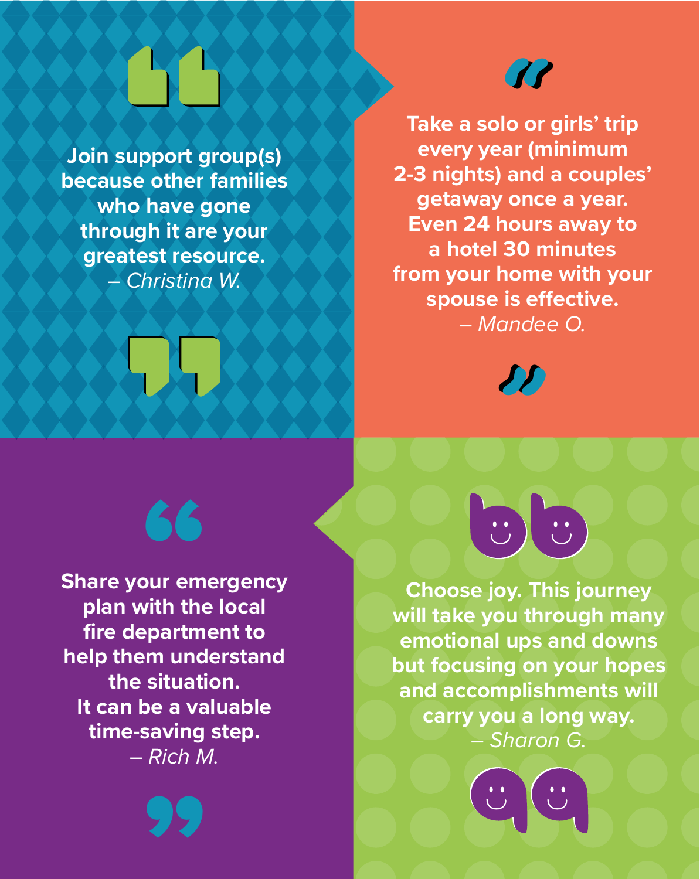**Join support group(s) because other families who have gone through it are your greatest resource.**
*– Christina W.*

**Take a solo or girls' trip every year (minimum 2-3 nights) and a couples' getaway once a year. Even 24 hours away to a hotel 30 minutes from your home with your spouse is effective.**
*– Mandee O.*

**Share your emergency plan with the local fire department to help them understand the situation. It can be a valuable time-saving step.**
*– Rich M.*

**Choose joy. This journey will take you through many emotional ups and downs but focusing on your hopes and accomplishments will carry you a long way.**
*– Sharon G.*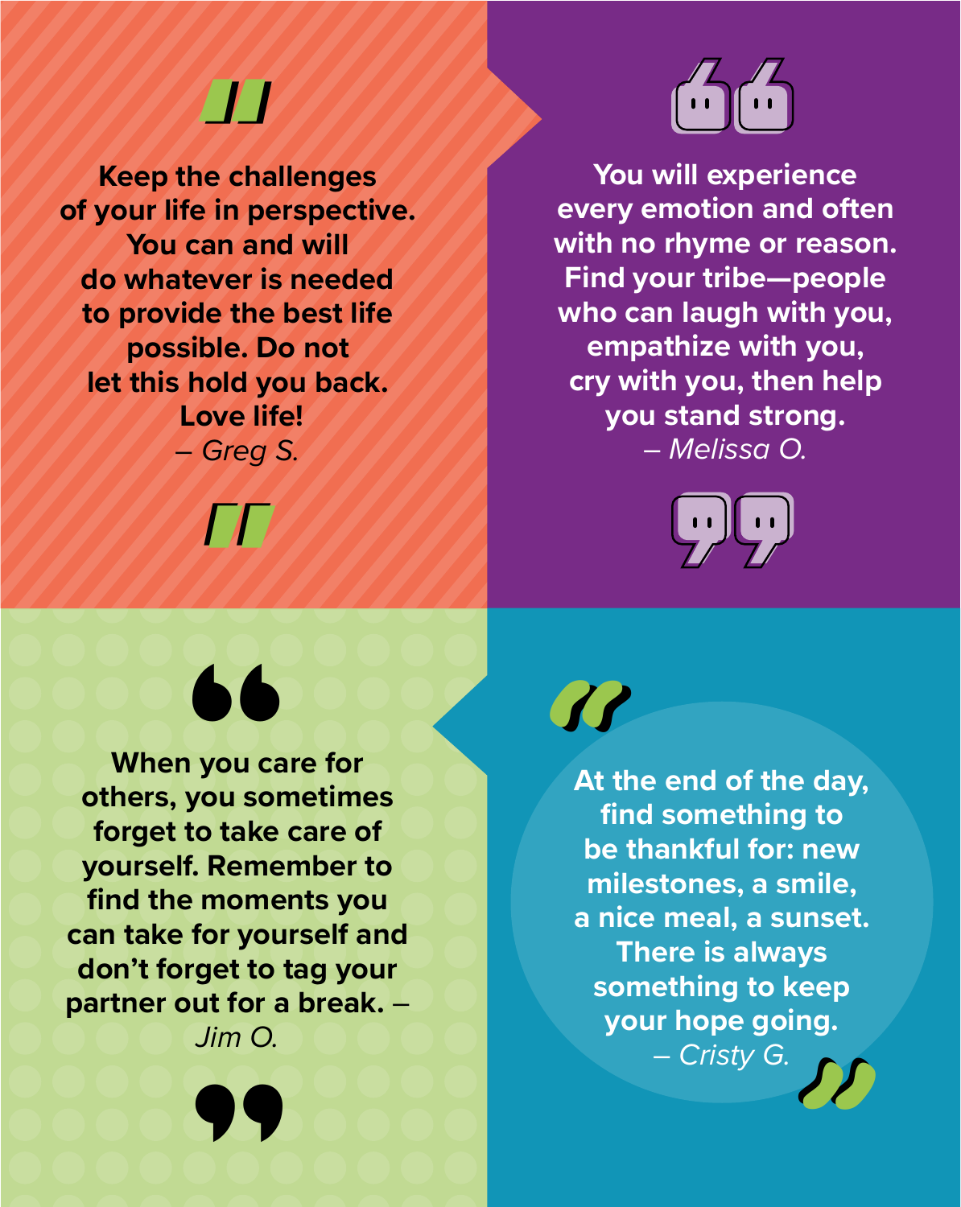**Keep the challenges of your life in perspective. You can and will do whatever is needed to provide the best life possible. Do not let this hold you back. Love life!**
*– Greg S.*

**You will experience every emotion and often with no rhyme or reason. Find your tribe—people who can laugh with you, empathize with you, cry with you, then help you stand strong.**
*– Melissa O.*

**When you care for others, you sometimes forget to take care of yourself. Remember to find the moments you can take for yourself and don't forget to tag your partner out for a break.** –
*Jim O.*

**At the end of the day, find something to be thankful for: new milestones, a smile, a nice meal, a sunset. There is always something to keep your hope going.**
*– Cristy G.*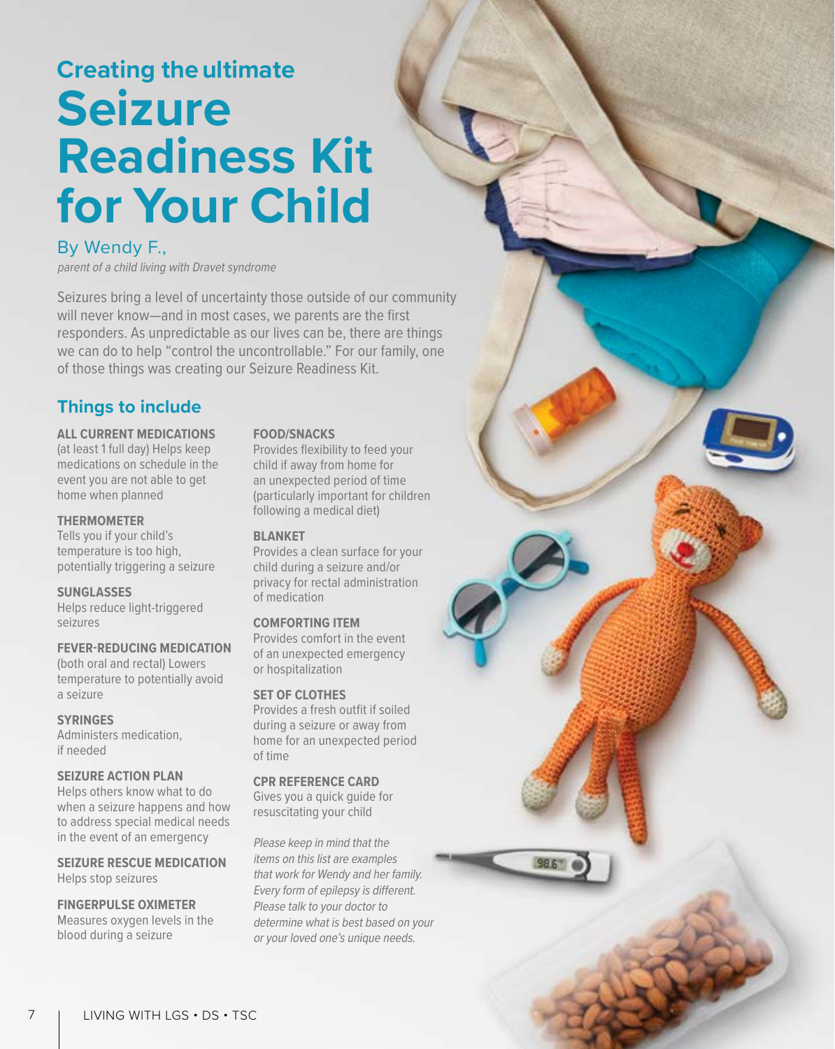Creating the ultimate

# Seizure Readiness Kit for Your Child

By Wendy F.,

*parent of a child living with Dravet syndrome*

Seizures bring a level of uncertainty those outside of our community will never know—and in most cases, we parents are the first responders. As unpredictable as our lives can be, there are things we can do to help "control the uncontrollable." For our family, one of those things was creating our Seizure Readiness Kit.

## Things to include

**ALL CURRENT MEDICATIONS**
(at least 1 full day) Helps keep medications on schedule in the event you are not able to get home when planned

**THERMOMETER**
Tells you if your child's temperature is too high, potentially triggering a seizure

**SUNGLASSES**
Helps reduce light-triggered seizures

**FEVER-REDUCING MEDICATION**
(both oral and rectal) Lowers temperature to potentially avoid a seizure

**SYRINGES**
Administers medication, if needed

**SEIZURE ACTION PLAN**
Helps others know what to do when a seizure happens and how to address special medical needs in the event of an emergency

**SEIZURE RESCUE MEDICATION**
Helps stop seizures

**FINGERPULSE OXIMETER**
Measures oxygen levels in the blood during a seizure

**FOOD/SNACKS**
Provides flexibility to feed your child if away from home for an unexpected period of time (particularly important for children following a medical diet)

**BLANKET**
Provides a clean surface for your child during a seizure and/or privacy for rectal administration of medication

**COMFORTING ITEM**
Provides comfort in the event of an unexpected emergency or hospitalization

**SET OF CLOTHES**
Provides a fresh outfit if soiled during a seizure or away from home for an unexpected period of time

**CPR REFERENCE CARD**
Gives you a quick guide for resuscitating your child

*Please keep in mind that the items on this list are examples that work for Wendy and her family. Every form of epilepsy is different. Please talk to your doctor to determine what is best based on your or your loved one's unique needs.*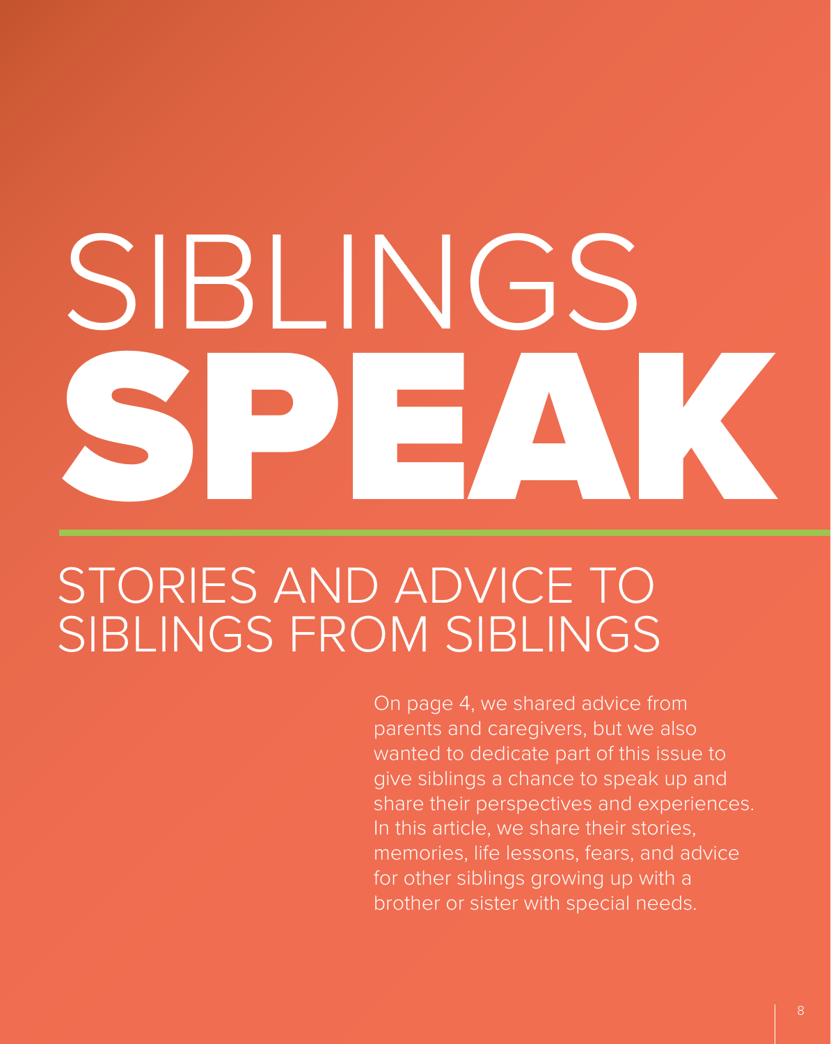# SIBLINGS SPEAK

## STORIES AND ADVICE TO SIBLINGS FROM SIBLINGS

On page 4, we shared advice from parents and caregivers, but we also wanted to dedicate part of this issue to give siblings a chance to speak up and share their perspectives and experiences. In this article, we share their stories, memories, life lessons, fears, and advice for other siblings growing up with a brother or sister with special needs.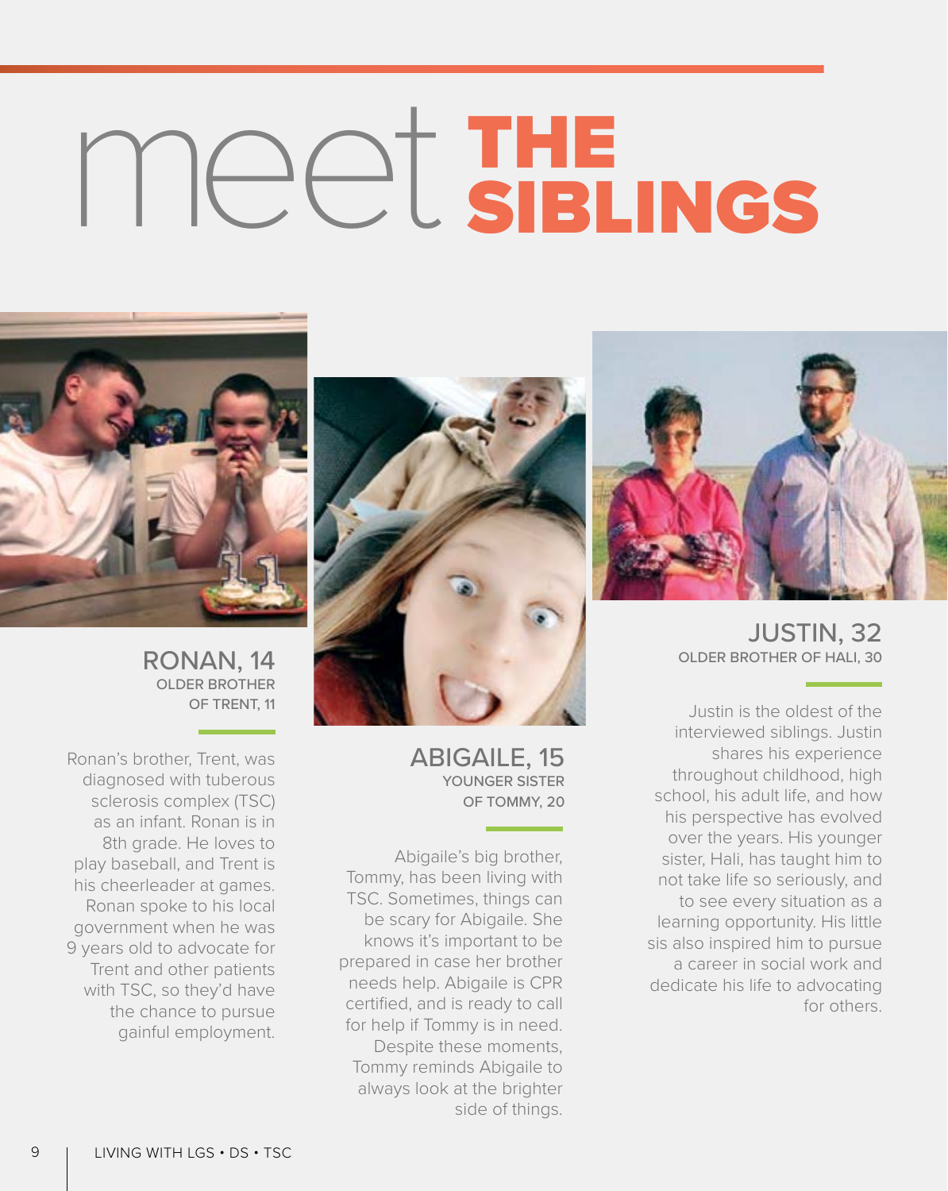# meet THE SIBLINGS

## RONAN, 14

### OLDER BROTHER OF TRENT, 11

Ronan's brother, Trent, was diagnosed with tuberous sclerosis complex (TSC) as an infant. Ronan is in 8th grade. He loves to play baseball, and Trent is his cheerleader at games. Ronan spoke to his local government when he was 9 years old to advocate for Trent and other patients with TSC, so they'd have the chance to pursue gainful employment.

## ABIGAILE, 15

### YOUNGER SISTER OF TOMMY, 20

Abigaile's big brother, Tommy, has been living with TSC. Sometimes, things can be scary for Abigaile. She knows it's important to be prepared in case her brother needs help. Abigaile is CPR certified, and is ready to call for help if Tommy is in need. Despite these moments, Tommy reminds Abigaile to always look at the brighter side of things.

## JUSTIN, 32

### OLDER BROTHER OF HALI, 30

Justin is the oldest of the interviewed siblings. Justin shares his experience throughout childhood, high school, his adult life, and how his perspective has evolved over the years. His younger sister, Hali, has taught him to not take life so seriously, and to see every situation as a learning opportunity. His little sis also inspired him to pursue a career in social work and dedicate his life to advocating for others.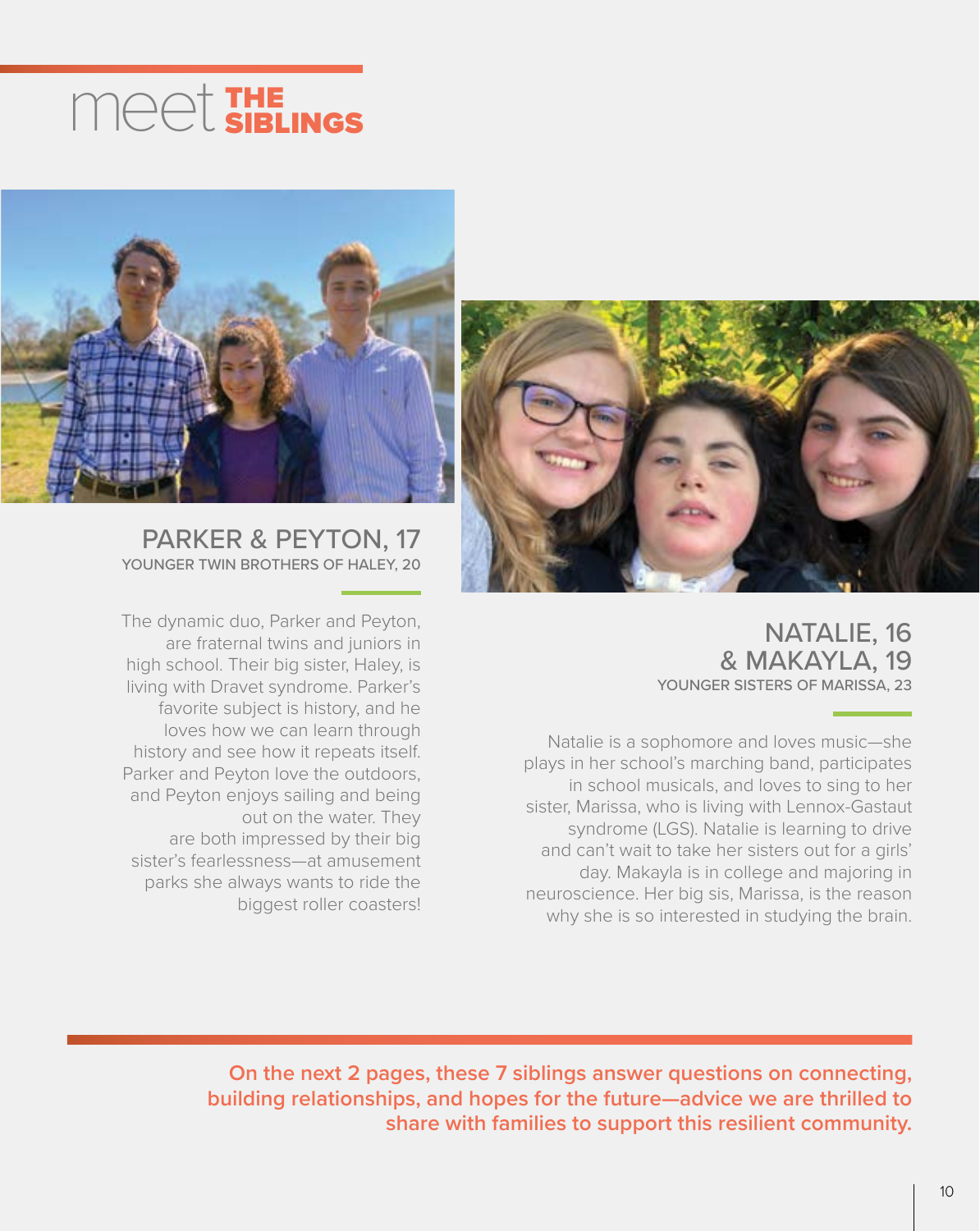# meet THE SIBLINGS

## PARKER & PEYTON, 17

YOUNGER TWIN BROTHERS OF HALEY, 20

The dynamic duo, Parker and Peyton, are fraternal twins and juniors in high school. Their big sister, Haley, is living with Dravet syndrome. Parker's favorite subject is history, and he loves how we can learn through history and see how it repeats itself. Parker and Peyton love the outdoors, and Peyton enjoys sailing and being out on the water. They are both impressed by their big sister's fearlessness—at amusement parks she always wants to ride the biggest roller coasters!

## NATALIE, 16 & MAKAYLA, 19

YOUNGER SISTERS OF MARISSA, 23

Natalie is a sophomore and loves music—she plays in her school's marching band, participates in school musicals, and loves to sing to her sister, Marissa, who is living with Lennox-Gastaut syndrome (LGS). Natalie is learning to drive and can't wait to take her sisters out for a girls' day. Makayla is in college and majoring in neuroscience. Her big sis, Marissa, is the reason why she is so interested in studying the brain.

**On the next 2 pages, these 7 siblings answer questions on connecting, building relationships, and hopes for the future—advice we are thrilled to share with families to support this resilient community.**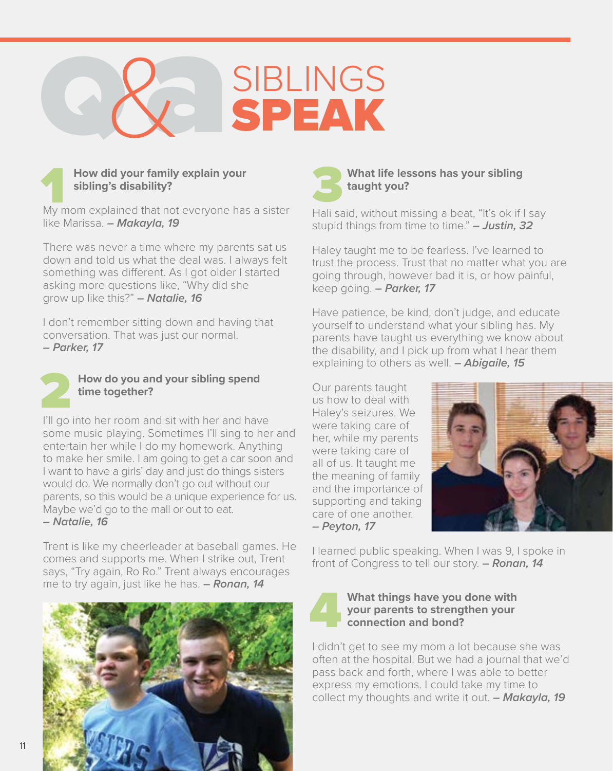# Q&A SIBLINGS SPEAK

## 1 How did your family explain your sibling's disability?

My mom explained that not everyone has a sister like Marissa. ***– Makayla, 19***

There was never a time where my parents sat us down and told us what the deal was. I always felt something was different. As I got older I started asking more questions like, "Why did she grow up like this?" ***– Natalie, 16***

I don't remember sitting down and having that conversation. That was just our normal. ***– Parker, 17***

## 2 How do you and your sibling spend time together?

I'll go into her room and sit with her and have some music playing. Sometimes I'll sing to her and entertain her while I do my homework. Anything to make her smile. I am going to get a car soon and I want to have a girls' day and just do things sisters would do. We normally don't go out without our parents, so this would be a unique experience for us. Maybe we'd go to the mall or out to eat. ***– Natalie, 16***

Trent is like my cheerleader at baseball games. He comes and supports me. When I strike out, Trent says, "Try again, Ro Ro." Trent always encourages me to try again, just like he has. ***– Ronan, 14***

## 3 What life lessons has your sibling taught you?

Hali said, without missing a beat, "It's ok if I say stupid things from time to time." ***– Justin, 32***

Haley taught me to be fearless. I've learned to trust the process. Trust that no matter what you are going through, however bad it is, or how painful, keep going. ***– Parker, 17***

Have patience, be kind, don't judge, and educate yourself to understand what your sibling has. My parents have taught us everything we know about the disability, and I pick up from what I hear them explaining to others as well. ***– Abigaile, 15***

Our parents taught us how to deal with Haley's seizures. We were taking care of her, while my parents were taking care of all of us. It taught me the meaning of family and the importance of supporting and taking care of one another. ***– Peyton, 17***

I learned public speaking. When I was 9, I spoke in front of Congress to tell our story. ***– Ronan, 14***

## 4 What things have you done with your parents to strengthen your connection and bond?

I didn't get to see my mom a lot because she was often at the hospital. But we had a journal that we'd pass back and forth, where I was able to better express my emotions. I could take my time to collect my thoughts and write it out. ***– Makayla, 19***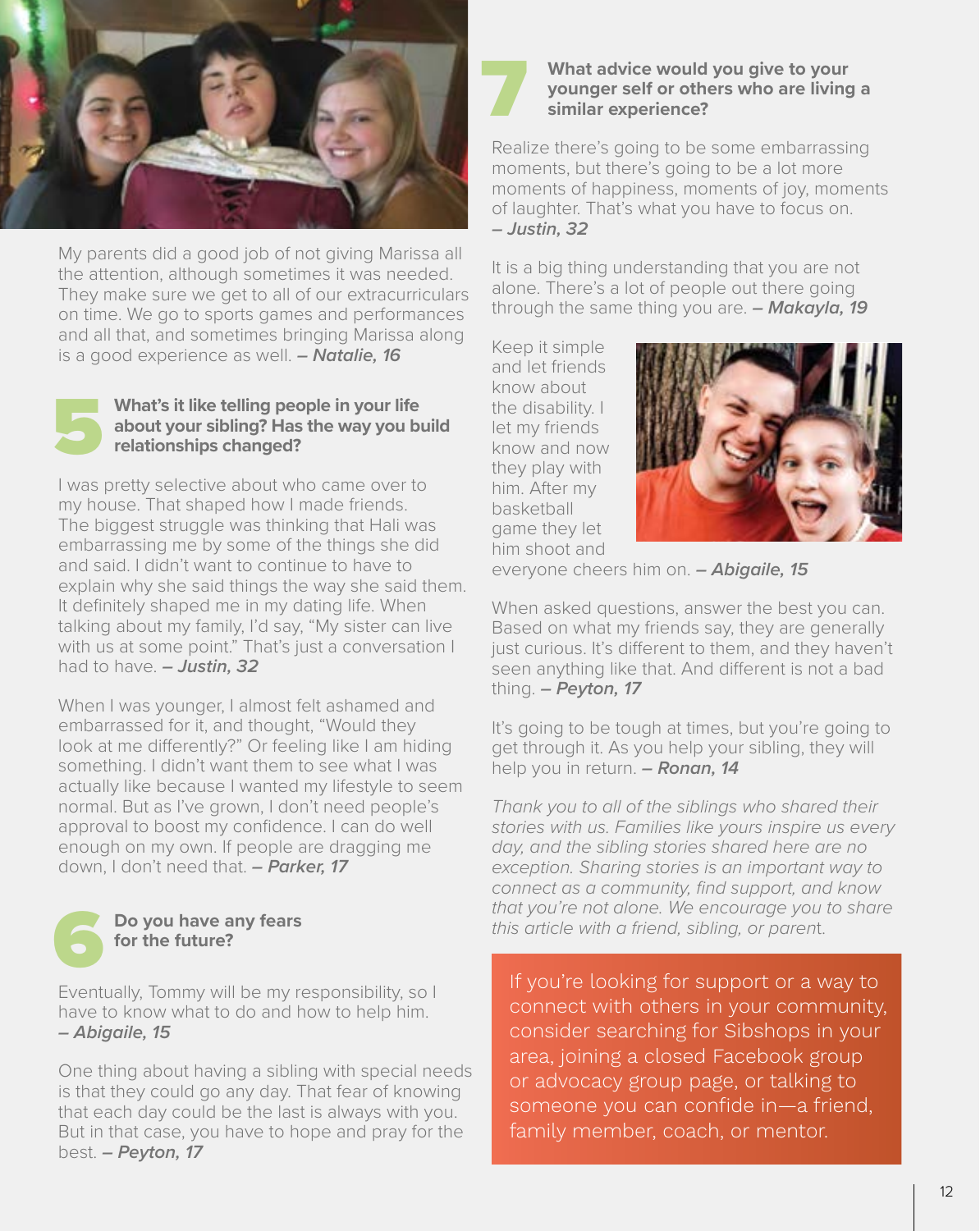My parents did a good job of not giving Marissa all the attention, although sometimes it was needed. They make sure we get to all of our extracurriculars on time. We go to sports games and performances and all that, and sometimes bringing Marissa along is a good experience as well. ***– Natalie, 16***

## 5 What's it like telling people in your life about your sibling? Has the way you build relationships changed?

I was pretty selective about who came over to my house. That shaped how I made friends. The biggest struggle was thinking that Hali was embarrassing me by some of the things she did and said. I didn't want to continue to have to explain why she said things the way she said them. It definitely shaped me in my dating life. When talking about my family, I'd say, "My sister can live with us at some point." That's just a conversation I had to have. ***– Justin, 32***

When I was younger, I almost felt ashamed and embarrassed for it, and thought, "Would they look at me differently?" Or feeling like I am hiding something. I didn't want them to see what I was actually like because I wanted my lifestyle to seem normal. But as I've grown, I don't need people's approval to boost my confidence. I can do well enough on my own. If people are dragging me down, I don't need that. ***– Parker, 17***

## 6 Do you have any fears for the future?

Eventually, Tommy will be my responsibility, so I have to know what to do and how to help him. ***– Abigaile, 15***

One thing about having a sibling with special needs is that they could go any day. That fear of knowing that each day could be the last is always with you. But in that case, you have to hope and pray for the best. ***– Peyton, 17***

## 7 What advice would you give to your younger self or others who are living a similar experience?

Realize there's going to be some embarrassing moments, but there's going to be a lot more moments of happiness, moments of joy, moments of laughter. That's what you have to focus on. ***– Justin, 32***

It is a big thing understanding that you are not alone. There's a lot of people out there going through the same thing you are. ***– Makayla, 19***

Keep it simple and let friends know about the disability. I let my friends know and now they play with him. After my basketball game they let him shoot and everyone cheers him on. ***– Abigaile, 15***

When asked questions, answer the best you can. Based on what my friends say, they are generally just curious. It's different to them, and they haven't seen anything like that. And different is not a bad thing. ***– Peyton, 17***

It's going to be tough at times, but you're going to get through it. As you help your sibling, they will help you in return. ***– Ronan, 14***

*Thank you to all of the siblings who shared their stories with us. Families like yours inspire us every day, and the sibling stories shared here are no exception. Sharing stories is an important way to connect as a community, find support, and know that you're not alone. We encourage you to share this article with a friend, sibling, or parent.*

If you're looking for support or a way to connect with others in your community, consider searching for Sibshops in your area, joining a closed Facebook group or advocacy group page, or talking to someone you can confide in—a friend, family member, coach, or mentor.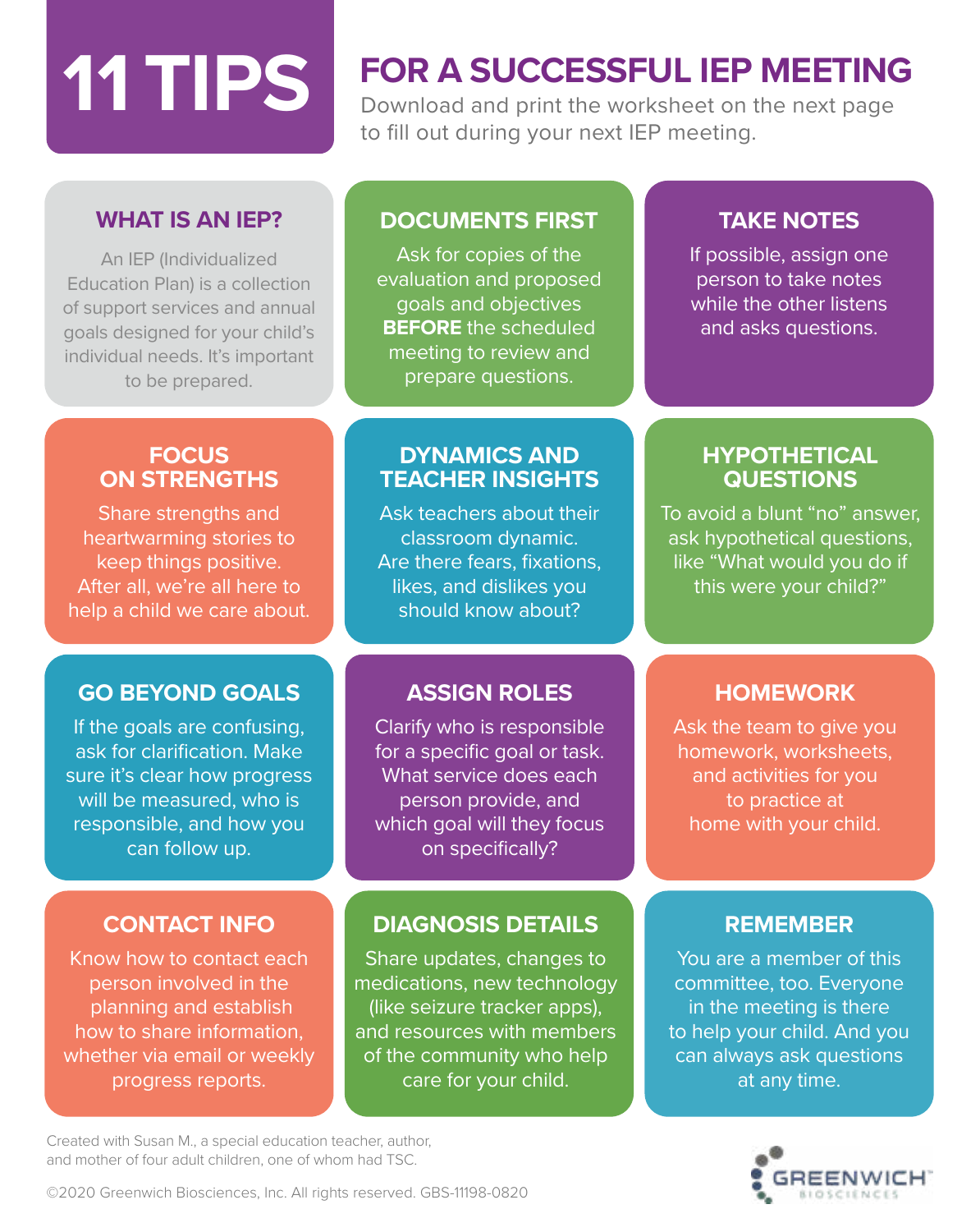# 11 TIPS FOR A SUCCESSFUL IEP MEETING

Download and print the worksheet on the next page to fill out during your next IEP meeting.

## WHAT IS AN IEP?

An IEP (Individualized Education Plan) is a collection of support services and annual goals designed for your child's individual needs. It's important to be prepared.

## DOCUMENTS FIRST

Ask for copies of the evaluation and proposed goals and objectives **BEFORE** the scheduled meeting to review and prepare questions.

## TAKE NOTES

If possible, assign one person to take notes while the other listens and asks questions.

## FOCUS ON STRENGTHS

Share strengths and heartwarming stories to keep things positive. After all, we're all here to help a child we care about.

## DYNAMICS AND TEACHER INSIGHTS

Ask teachers about their classroom dynamic. Are there fears, fixations, likes, and dislikes you should know about?

## HYPOTHETICAL QUESTIONS

To avoid a blunt "no" answer, ask hypothetical questions, like "What would you do if this were your child?"

## GO BEYOND GOALS

If the goals are confusing, ask for clarification. Make sure it's clear how progress will be measured, who is responsible, and how you can follow up.

## ASSIGN ROLES

Clarify who is responsible for a specific goal or task. What service does each person provide, and which goal will they focus on specifically?

## HOMEWORK

Ask the team to give you homework, worksheets, and activities for you to practice at home with your child.

## CONTACT INFO

Know how to contact each person involved in the planning and establish how to share information, whether via email or weekly progress reports.

## DIAGNOSIS DETAILS

Share updates, changes to medications, new technology (like seizure tracker apps), and resources with members of the community who help care for your child.

## REMEMBER

You are a member of this committee, too. Everyone in the meeting is there to help your child. And you can always ask questions at any time.

Created with Susan M., a special education teacher, author, and mother of four adult children, one of whom had TSC.

©2020 Greenwich Biosciences, Inc. All rights reserved. GBS-11198-0820

GREENWICH BIOSCIENCES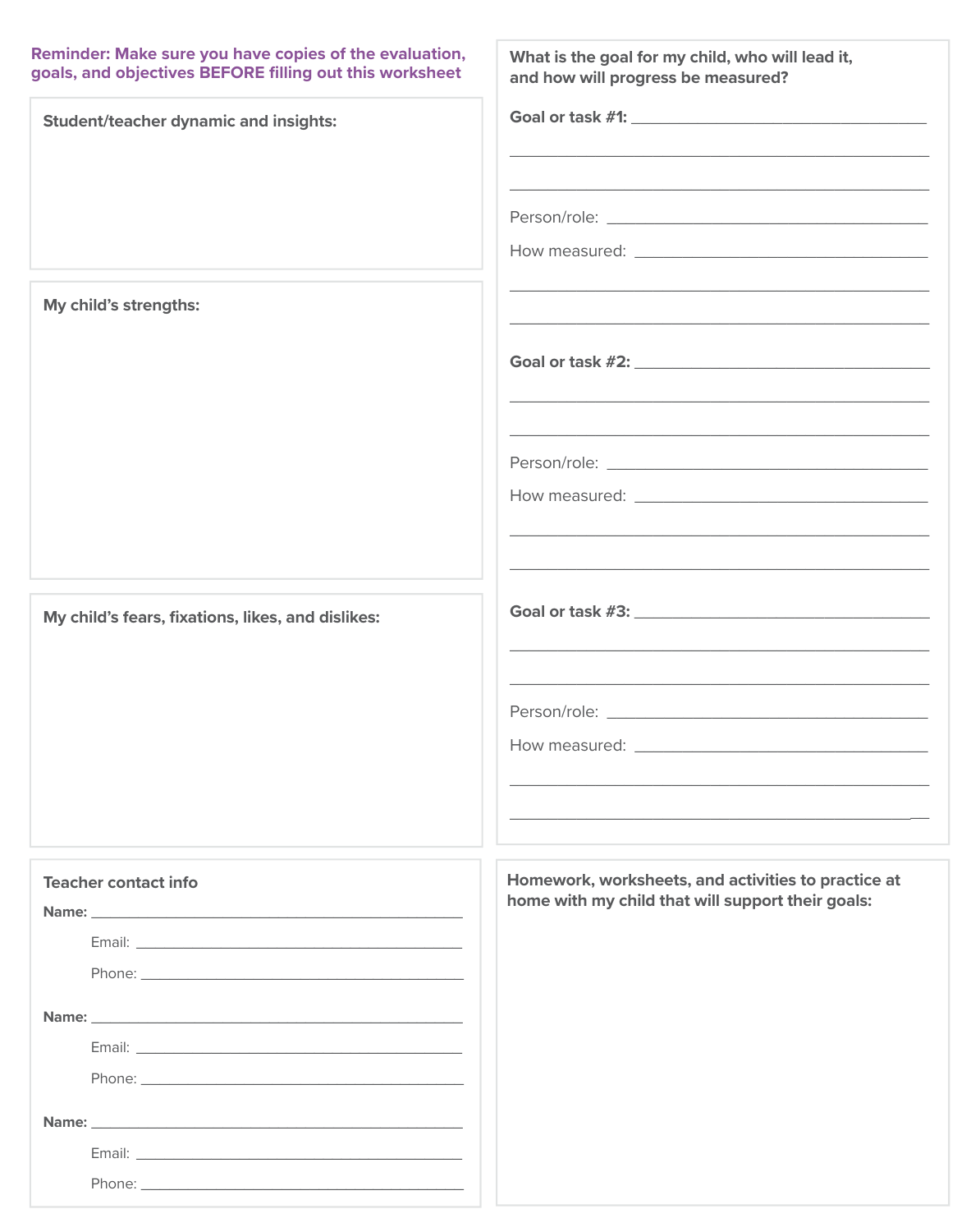**Reminder: Make sure you have copies of the evaluation, goals, and objectives BEFORE filling out this worksheet**

**Student/teacher dynamic and insights:**

**My child's strengths:**

**My child's fears, fixations, likes, and dislikes:**

**Teacher contact info**

**Name:** ____________________

Email: ____________________

Phone: ____________________

**Name:** ____________________

Email: ____________________

Phone: ____________________

**Name:** ____________________

Email: ____________________

Phone: ____________________

**What is the goal for my child, who will lead it, and how will progress be measured?**

**Goal or task #1:** ____________________

____________________

____________________

Person/role: ____________________

How measured: ____________________

____________________

____________________

**Goal or task #2:** ____________________

____________________

____________________

Person/role: ____________________

How measured: ____________________

____________________

____________________

**Goal or task #3:** ____________________

____________________

____________________

Person/role: ____________________

How measured: ____________________

____________________

____________________

**Homework, worksheets, and activities to practice at home with my child that will support their goals:**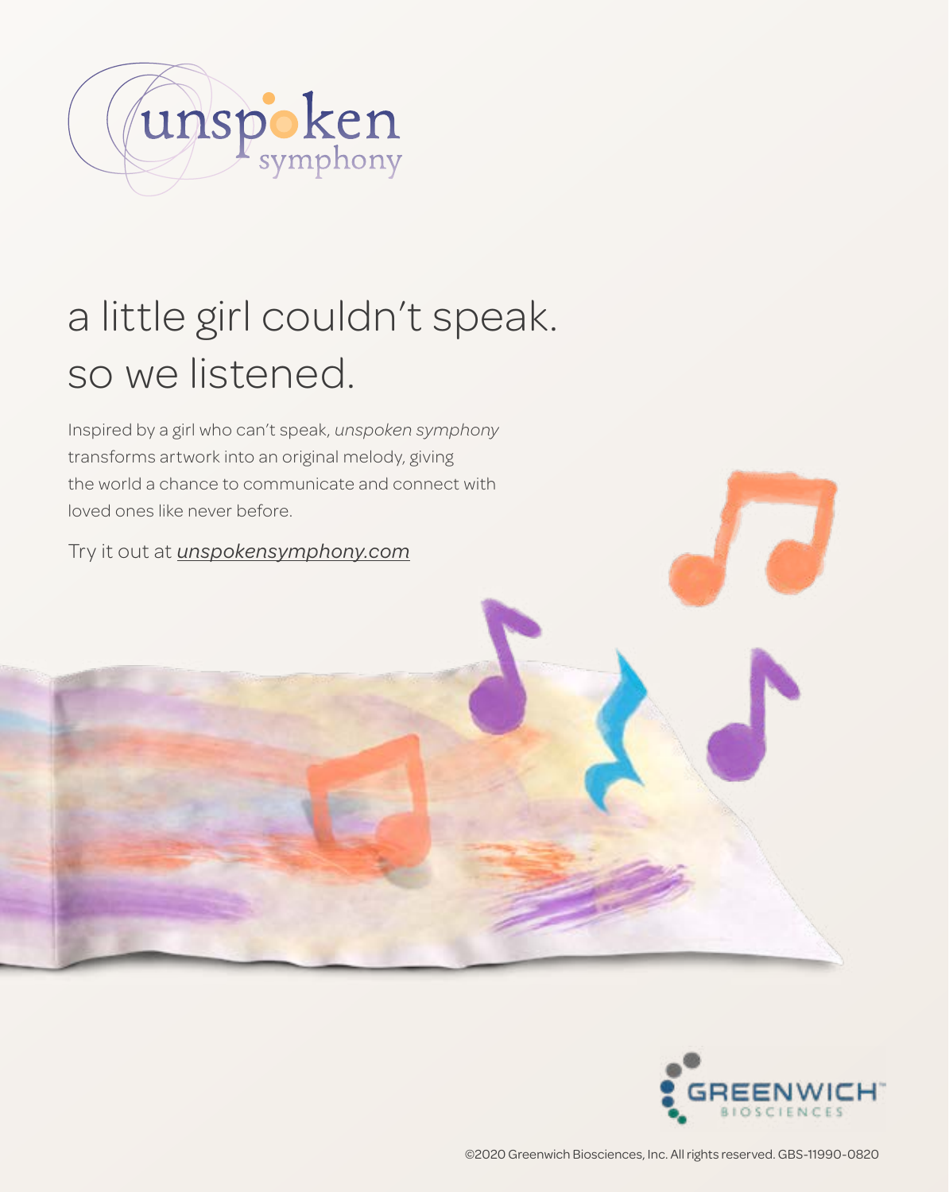unspoken symphony

# a little girl couldn't speak. so we listened.

Inspired by a girl who can't speak, *unspoken symphony* transforms artwork into an original melody, giving the world a chance to communicate and connect with loved ones like never before.

Try it out at *unspokensymphony.com*

GREENWICH™ BIOSCIENCES

©2020 Greenwich Biosciences, Inc. All rights reserved. GBS-11990-0820